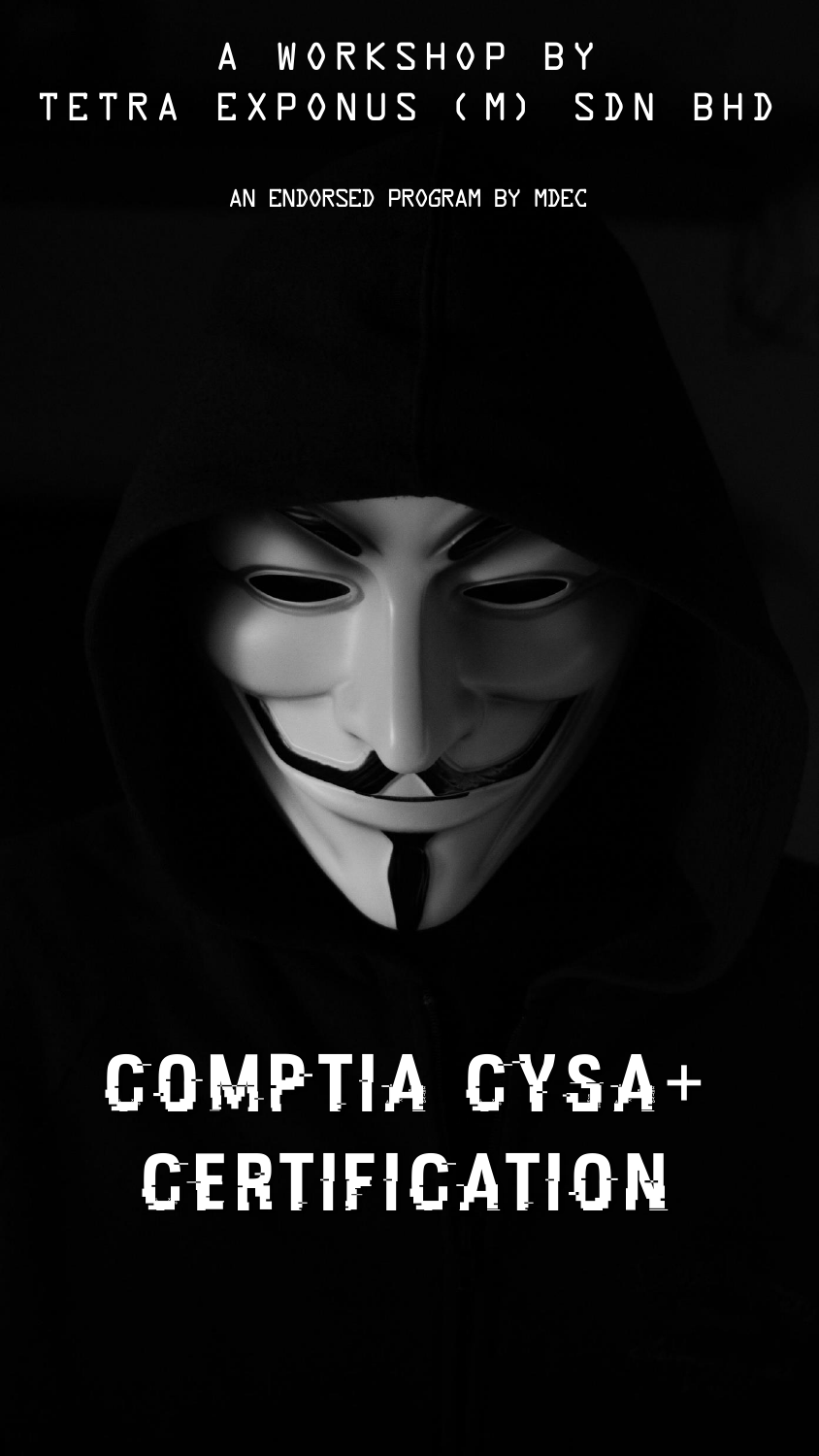A WORKSHOP BY
TETRA EXPONUS (M) SDN BHD

AN ENDORSED PROGRAM BY MDEC

# COMPTIA CYSA+ CERTIFICATION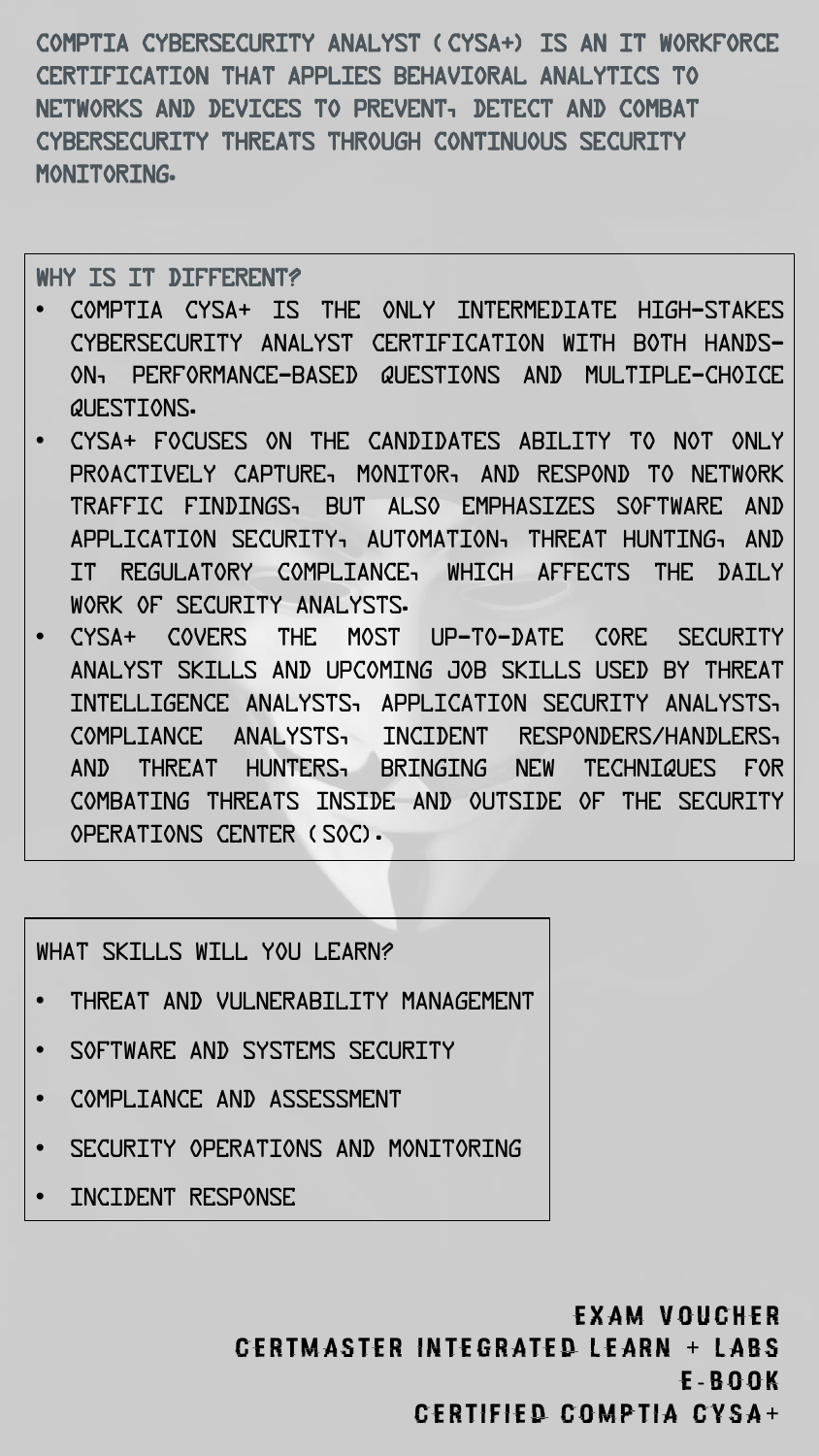COMPTIA CYBERSECURITY ANALYST (CYSA+) IS AN IT WORKFORCE CERTIFICATION THAT APPLIES BEHAVIORAL ANALYTICS TO NETWORKS AND DEVICES TO PREVENT, DETECT AND COMBAT CYBERSECURITY THREATS THROUGH CONTINUOUS SECURITY MONITORING.

## WHY IS IT DIFFERENT?

- COMPTIA CYSA+ IS THE ONLY INTERMEDIATE HIGH-STAKES CYBERSECURITY ANALYST CERTIFICATION WITH BOTH HANDS-ON, PERFORMANCE-BASED QUESTIONS AND MULTIPLE-CHOICE QUESTIONS.
- CYSA+ FOCUSES ON THE CANDIDATES ABILITY TO NOT ONLY PROACTIVELY CAPTURE, MONITOR, AND RESPOND TO NETWORK TRAFFIC FINDINGS, BUT ALSO EMPHASIZES SOFTWARE AND APPLICATION SECURITY, AUTOMATION, THREAT HUNTING, AND IT REGULATORY COMPLIANCE, WHICH AFFECTS THE DAILY WORK OF SECURITY ANALYSTS.
- CYSA+ COVERS THE MOST UP-TO-DATE CORE SECURITY ANALYST SKILLS AND UPCOMING JOB SKILLS USED BY THREAT INTELLIGENCE ANALYSTS, APPLICATION SECURITY ANALYSTS, COMPLIANCE ANALYSTS, INCIDENT RESPONDERS/HANDLERS, AND THREAT HUNTERS, BRINGING NEW TECHNIQUES FOR COMBATING THREATS INSIDE AND OUTSIDE OF THE SECURITY OPERATIONS CENTER (SOC).

## WHAT SKILLS WILL YOU LEARN?

- THREAT AND VULNERABILITY MANAGEMENT
- SOFTWARE AND SYSTEMS SECURITY
- COMPLIANCE AND ASSESSMENT
- SECURITY OPERATIONS AND MONITORING
- INCIDENT RESPONSE

EXAM VOUCHER
CERTMASTER INTEGRATED LEARN + LABS
E-BOOK
CERTIFIED COMPTIA CYSA+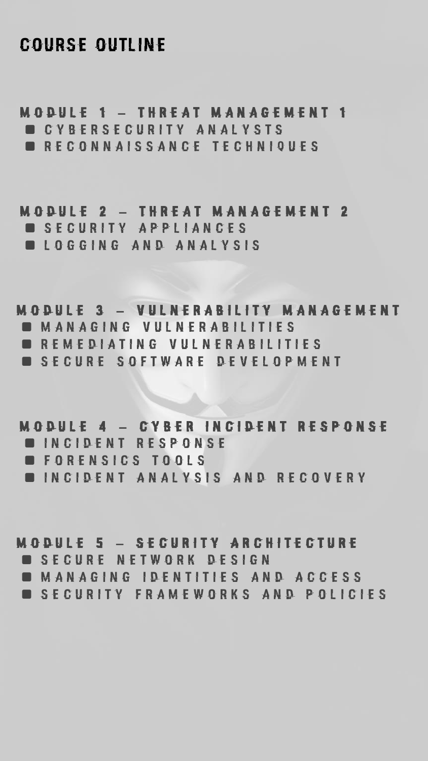# COURSE OUTLINE

## MODULE 1 – THREAT MANAGEMENT 1

- CYBERSECURITY ANALYSTS
- RECONNAISSANCE TECHNIQUES

## MODULE 2 – THREAT MANAGEMENT 2

- SECURITY APPLIANCES
- LOGGING AND ANALYSIS

## MODULE 3 – VULNERABILITY MANAGEMENT

- MANAGING VULNERABILITIES
- REMEDIATING VULNERABILITIES
- SECURE SOFTWARE DEVELOPMENT

## MODULE 4 – CYBER INCIDENT RESPONSE

- INCIDENT RESPONSE
- FORENSICS TOOLS
- INCIDENT ANALYSIS AND RECOVERY

## MODULE 5 – SECURITY ARCHITECTURE

- SECURE NETWORK DESIGN
- MANAGING IDENTITIES AND ACCESS
- SECURITY FRAMEWORKS AND POLICIES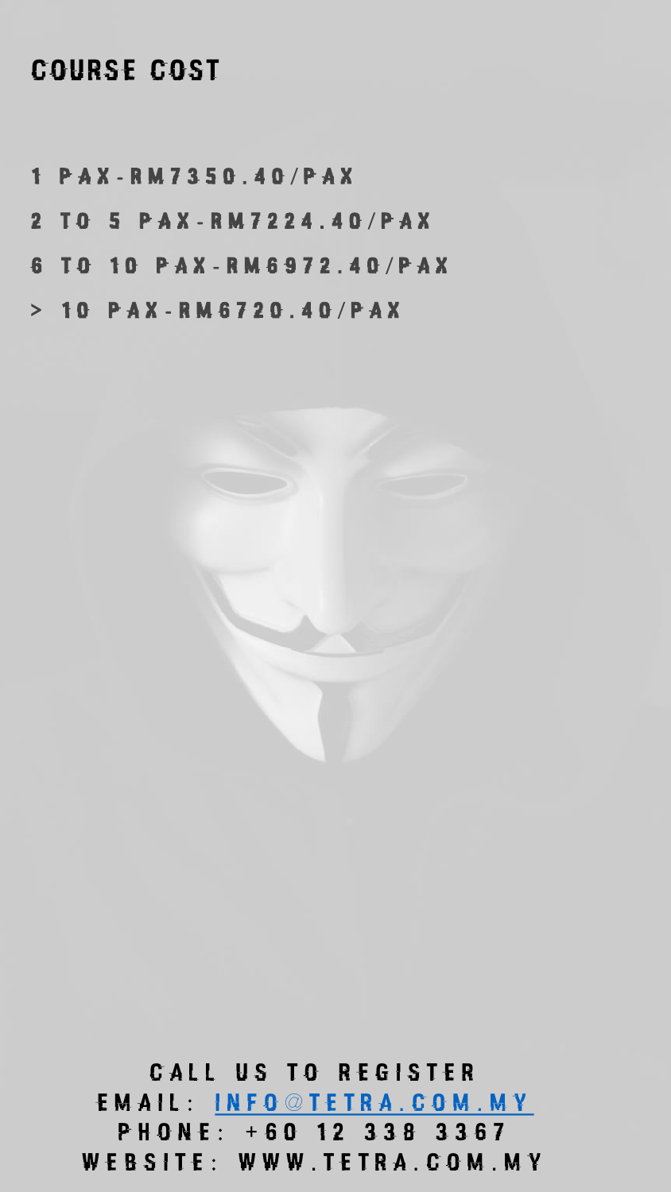## COURSE COST

- 1 PAX-RM7350.40/PAX
- 2 TO 5 PAX-RM7224.40/PAX
- 6 TO 10 PAX-RM6972.40/PAX
- > 10 PAX-RM6720.40/PAX

CALL US TO REGISTER
EMAIL: INFO@TETRA.COM.MY
PHONE: +60 12 338 3367
WEBSITE: WWW.TETRA.COM.MY